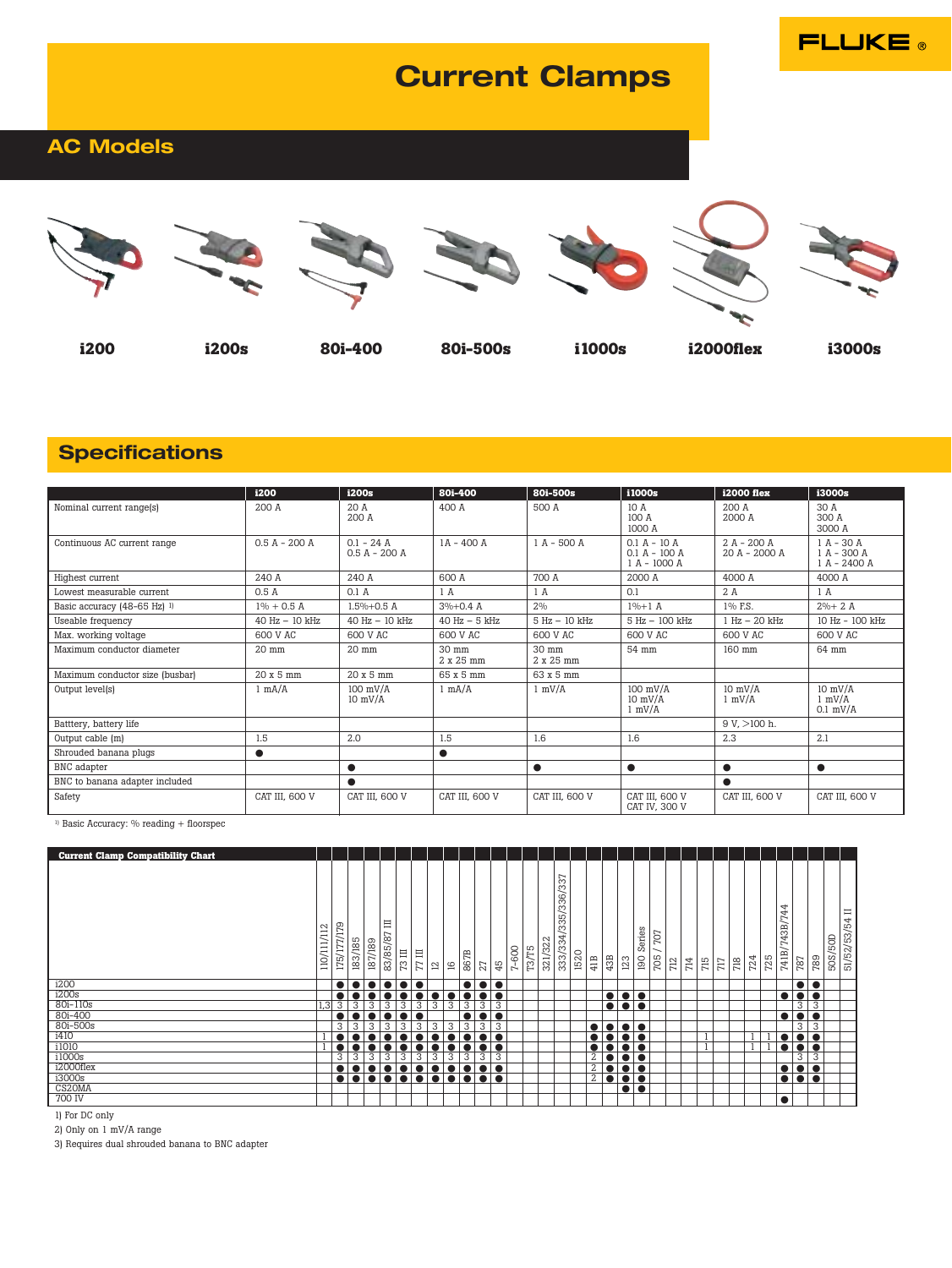# Current Clamps

## AC Models

**i200** **i200s** **80i-400** **80i-500s** **i1000s** **i2000flex** **i3000s**

## Specifications

| | i200 | i200s | 80i-400 | 80i-500s | i1000s | i2000 flex | i3000s |
|---|---|---|---|---|---|---|---|
| Nominal current range(s) | 200 A | 20 A<br>200 A | 400 A | 500 A | 10 A<br>100 A<br>1000 A | 200 A<br>2000 A | 30 A<br>300 A<br>3000 A |
| Continuous AC current range | 0.5 A - 200 A | 0.1 - 24 A<br>0.5 A - 200 A | 1A - 400 A | 1 A - 500 A | 0.1 A - 10 A<br>0.1 A - 100 A<br>1 A - 1000 A | 2 A - 200 A<br>20 A - 2000 A | 1 A - 30 A<br>1 A - 300 A<br>1 A - 2400 A |
| Highest current | 240 A | 240 A | 600 A | 700 A | 2000 A | 4000 A | 4000 A |
| Lowest measurable current | 0.5 A | 0.1 A | 1 A | 1 A | 0.1 | 2 A | 1 A |
| Basic accuracy (48-65 Hz) [1] | 1% + 0.5 A | 1.5%+0.5 A | 3%+0.4 A | 2% | 1%+1 A | 1% F.S. | 2%+ 2 A |
| Useable frequency | 40 Hz – 10 kHz | 40 Hz – 10 kHz | 40 Hz – 5 kHz | 5 Hz – 10 kHz | 5 Hz – 100 kHz | 1 Hz – 20 kHz | 10 Hz - 100 kHz |
| Max. working voltage | 600 V AC | 600 V AC | 600 V AC | 600 V AC | 600 V AC | 600 V AC | 600 V AC |
| Maximum conductor diameter | 20 mm | 20 mm | 30 mm<br>2 x 25 mm | 30 mm<br>2 x 25 mm | 54 mm | 160 mm | 64 mm |
| Maximum conductor size (busbar) | 20 x 5 mm | 20 x 5 mm | 65 x 5 mm | 63 x 5 mm | | | |
| Output level(s) | 1 mA/A | 100 mV/A<br>10 mV/A | 1 mA/A | 1 mV/A | 100 mV/A<br>10 mV/A<br>1 mV/A | 10 mV/A<br>1 mV/A | 10 mV/A<br>1 mV/A<br>0.1 mV/A |
| Batttery, battery life | | | | | | 9 V, >100 h. | |
| Output cable (m) | 1.5 | 2.0 | 1.5 | 1.6 | 1.6 | 2.3 | 2.1 |
| Shrouded banana plugs | ● | | ● | | | | |
| BNC adapter | | ● | | ● | ● | ● | ● |
| BNC to banana adapter included | | ● | | | | ● | |
| Safety | CAT III, 600 V | CAT III, 600 V | CAT III, 600 V | CAT III, 600 V | CAT III, 600 V<br>CAT IV, 300 V | CAT III, 600 V | CAT III, 600 V |

[1] Basic Accuracy: % reading + floorspec

| Current Clamp Compatibility Chart | 110/111/112 | 175/177/179 | 183/185 | 187/189 | 83/85/87 III | 73 III | 77 III | 12 | 16 | 867B | 27 | 45 | 7-600 | T3/T5 | 321/322 | 333/334/335/336/337 | 1520 | 41B | 43B | 123 | 190 Series | 705 / 707 | 712 | 714 | 715 | 717 | 718 | 724 | 725 | 741B/743B/744 | 787 | 789 | 50S/50D | 51/52/53/54 II |
|---|---|---|---|---|---|---|---|---|---|---|---|---|---|---|---|---|---|---|---|---|---|---|---|---|---|---|---|---|---|---|---|---|---|---|
| i200 | | ● | ● | ● | ● | ● | ● | | | ● | ● | ● | | | | | | | | | | | | | | | | | | | ● | ● | | |
| i200s | | ● | ● | ● | ● | ● | ● | ● | ● | ● | ● | ● | | | | | | | ● | ● | ● | | | | | | | | | ● | ● | ● | | |
| 80i-110s | 1,3 | 3 | 3 | 3 | 3 | 3 | 3 | 3 | 3 | 3 | 3 | 3 | | | | | | | ● | ● | ● | | | | | | | | | | 3 | 3 | | |
| 80i-400 | | ● | ● | ● | ● | ● | ● | | | ● | ● | ● | | | | | | | | | | | | | | | | | | ● | ● | ● | | |
| 80i-500s | | 3 | 3 | 3 | 3 | 3 | 3 | 3 | 3 | 3 | 3 | 3 | | | | | | ● | ● | ● | ● | | | | | | | | | | 3 | 3 | | |
| i410 | 1 | ● | ● | ● | ● | ● | ● | ● | ● | ● | ● | ● | | | | | | ● | ● | ● | ● | | | | 1 | | | 1 | 1 | ● | ● | ● | | |
| i1010 | 1 | ● | ● | ● | ● | ● | ● | ● | ● | ● | ● | ● | | | | | | ● | ● | ● | ● | | | | 1 | | | 1 | 1 | ● | ● | ● | | |
| i1000s | | 3 | 3 | 3 | 3 | 3 | 3 | 3 | 3 | 3 | 3 | 3 | | | | | | 2 | ● | ● | ● | | | | | | | | | | 3 | 3 | | |
| i2000flex | | ● | ● | ● | ● | ● | ● | ● | ● | ● | ● | ● | | | | | | 2 | ● | ● | ● | | | | | | | | | ● | ● | ● | | |
| i3000s | | ● | ● | ● | ● | ● | ● | ● | ● | ● | ● | ● | | | | | | 2 | ● | ● | ● | | | | | | | | | ● | ● | ● | | |
| CS20MA | | | | | | | | | | | | | | | | | | | | ● | ● | | | | | | | | | | | | | |
| 700 IV | | | | | | | | | | | | | | | | | | | | | | | | | | | | | | ● | | | | |

1) For DC only

2) Only on 1 mV/A range

3) Requires dual shrouded banana to BNC adapter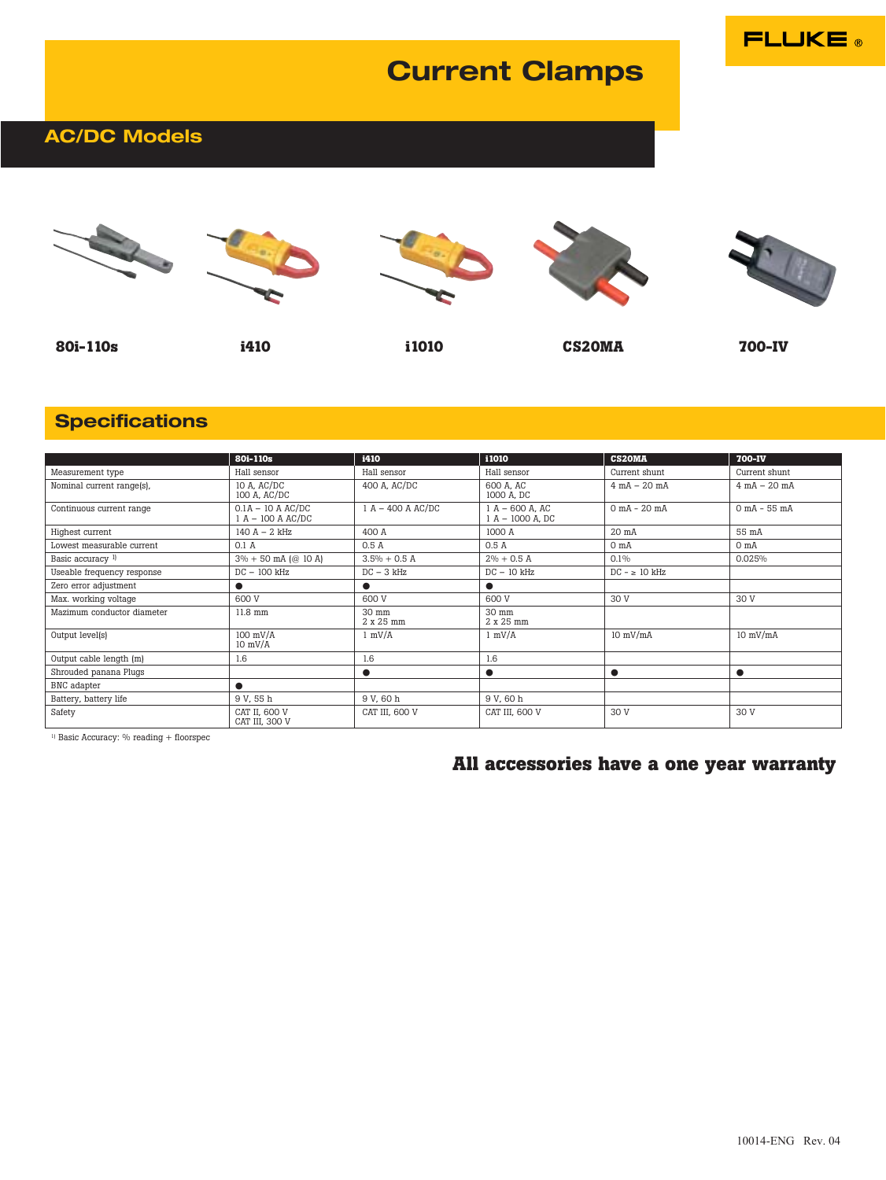# Current Clamps

FLUKE ®

## AC/DC Models

**80i-110s** **i410** **i1010** **CS20MA** **700-IV**

## Specifications

| | 80i-110s | i410 | i1010 | CS20MA | 700-IV |
|---|---|---|---|---|---|
| Measurement type | Hall sensor | Hall sensor | Hall sensor | Current shunt | Current shunt |
| Nominal current range(s), | 10 A, AC/DC<br>100 A, AC/DC | 400 A, AC/DC | 600 A, AC<br>1000 A, DC | 4 mA – 20 mA | 4 mA – 20 mA |
| Continuous current range | 0.1A – 10 A AC/DC<br>1 A – 100 A AC/DC | 1 A – 400 A AC/DC | 1 A – 600 A, AC<br>1 A – 1000 A, DC | 0 mA - 20 mA | 0 mA - 55 mA |
| Highest current | 140 A – 2 kHz | 400 A | 1000 A | 20 mA | 55 mA |
| Lowest measurable current | 0.1 A | 0.5 A | 0.5 A | 0 mA | 0 mA |
| Basic accuracy [1] | 3% + 50 mA (@ 10 A) | 3.5% + 0.5 A | 2% + 0.5 A | 0.1% | 0.025% |
| Useable frequency response | DC – 100 kHz | DC – 3 kHz | DC – 10 kHz | DC - ≥ 10 kHz | |
| Zero error adjustment | ● | ● | ● | | |
| Max. working voltage | 600 V | 600 V | 600 V | 30 V | 30 V |
| Mazimum conductor diameter | 11.8 mm | 30 mm<br>2 x 25 mm | 30 mm<br>2 x 25 mm | | |
| Output level(s) | 100 mV/A<br>10 mV/A | 1 mV/A | 1 mV/A | 10 mV/mA | 10 mV/mA |
| Output cable length (m) | 1.6 | 1.6 | 1.6 | | |
| Shrouded panana Plugs | | ● | ● | ● | ● |
| BNC adapter | ● | | | | |
| Battery, battery life | 9 V, 55 h | 9 V, 60 h | 9 V, 60 h | | |
| Safety | CAT II, 600 V<br>CAT III, 300 V | CAT III, 600 V | CAT III, 600 V | 30 V | 30 V |

[1] Basic Accuracy: % reading + floorspec

**All accessories have a one year warranty**

10014-ENG Rev. 04